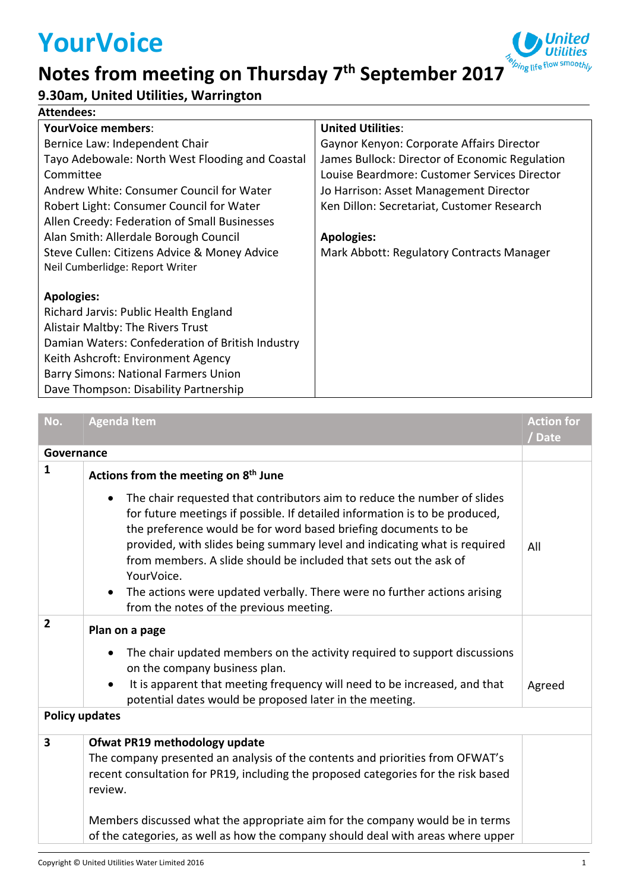# YourVoice

## Notes from meeting on Thursday 7th September 2017

### 9.30am, United Utilities, Warrington

**Attendees:**

| **YourVoice members**: | **United Utilities**: |
|---|---|
| Bernice Law: Independent Chair<br>Tayo Adebowale: North West Flooding and Coastal Committee<br>Andrew White: Consumer Council for Water<br>Robert Light: Consumer Council for Water<br>Allen Creedy: Federation of Small Businesses<br>Alan Smith: Allerdale Borough Council<br>Steve Cullen: Citizens Advice & Money Advice<br>Neil Cumberlidge: Report Writer<br><br>**Apologies:**<br>Richard Jarvis: Public Health England<br>Alistair Maltby: The Rivers Trust<br>Damian Waters: Confederation of British Industry<br>Keith Ashcroft: Environment Agency<br>Barry Simons: National Farmers Union<br>Dave Thompson: Disability Partnership | Gaynor Kenyon: Corporate Affairs Director<br>James Bullock: Director of Economic Regulation<br>Louise Beardmore: Customer Services Director<br>Jo Harrison: Asset Management Director<br>Ken Dillon: Secretariat, Customer Research<br><br>**Apologies:**<br>Mark Abbott: Regulatory Contracts Manager |

| No. | Agenda Item | Action for / Date |
|---|---|---|
| **Governance** | | |
| 1 | **Actions from the meeting on 8th June**<br>• The chair requested that contributors aim to reduce the number of slides for future meetings if possible. If detailed information is to be produced, the preference would be for word based briefing documents to be provided, with slides being summary level and indicating what is required from members. A slide should be included that sets out the ask of YourVoice.<br>• The actions were updated verbally. There were no further actions arising from the notes of the previous meeting. | All |
| 2 | **Plan on a page**<br>• The chair updated members on the activity required to support discussions on the company business plan.<br>• It is apparent that meeting frequency will need to be increased, and that potential dates would be proposed later in the meeting. | Agreed |
| **Policy updates** | | |
| 3 | **Ofwat PR19 methodology update**<br>The company presented an analysis of the contents and priorities from OFWAT's recent consultation for PR19, including the proposed categories for the risk based review.<br><br>Members discussed what the appropriate aim for the company would be in terms of the categories, as well as how the company should deal with areas where upper | |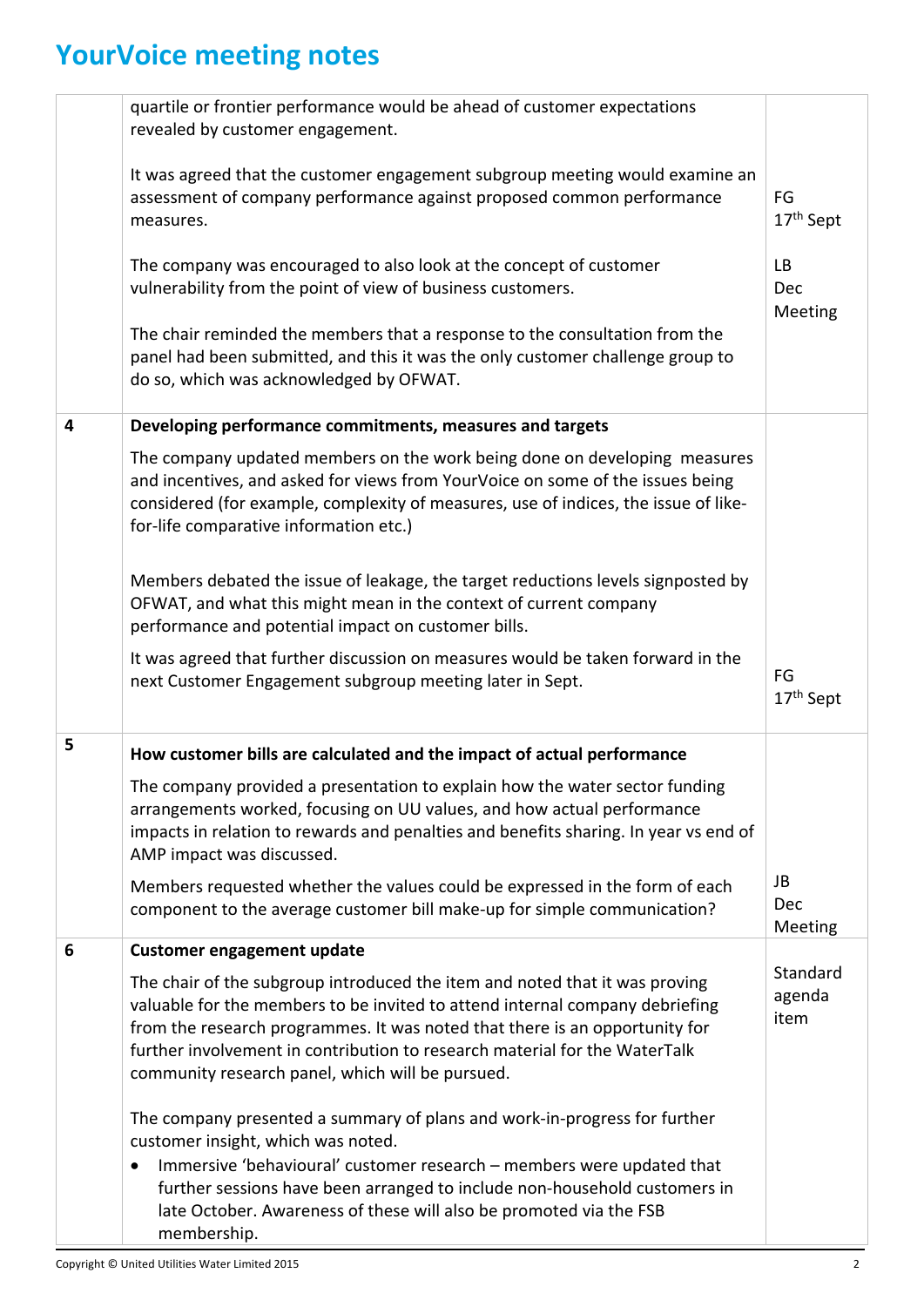# YourVoice meeting notes

| | | |
|---|---|---|
| | quartile or frontier performance would be ahead of customer expectations revealed by customer engagement.<br><br>It was agreed that the customer engagement subgroup meeting would examine an assessment of company performance against proposed common performance measures.<br><br>The company was encouraged to also look at the concept of customer vulnerability from the point of view of business customers.<br><br>The chair reminded the members that a response to the consultation from the panel had been submitted, and this it was the only customer challenge group to do so, which was acknowledged by OFWAT. | FG 17th Sept<br><br>LB Dec Meeting |
| 4 | **Developing performance commitments, measures and targets**<br><br>The company updated members on the work being done on developing measures and incentives, and asked for views from YourVoice on some of the issues being considered (for example, complexity of measures, use of indices, the issue of like-for-life comparative information etc.)<br><br>Members debated the issue of leakage, the target reductions levels signposted by OFWAT, and what this might mean in the context of current company performance and potential impact on customer bills.<br><br>It was agreed that further discussion on measures would be taken forward in the next Customer Engagement subgroup meeting later in Sept. | FG 17th Sept |
| 5 | **How customer bills are calculated and the impact of actual performance**<br><br>The company provided a presentation to explain how the water sector funding arrangements worked, focusing on UU values, and how actual performance impacts in relation to rewards and penalties and benefits sharing. In year vs end of AMP impact was discussed.<br><br>Members requested whether the values could be expressed in the form of each component to the average customer bill make-up for simple communication? | JB Dec Meeting |
| 6 | **Customer engagement update**<br><br>The chair of the subgroup introduced the item and noted that it was proving valuable for the members to be invited to attend internal company debriefing from the research programmes. It was noted that there is an opportunity for further involvement in contribution to research material for the WaterTalk community research panel, which will be pursued.<br><br>The company presented a summary of plans and work-in-progress for further customer insight, which was noted.<br><br>• Immersive 'behavioural' customer research – members were updated that further sessions have been arranged to include non-household customers in late October. Awareness of these will also be promoted via the FSB membership. | Standard agenda item |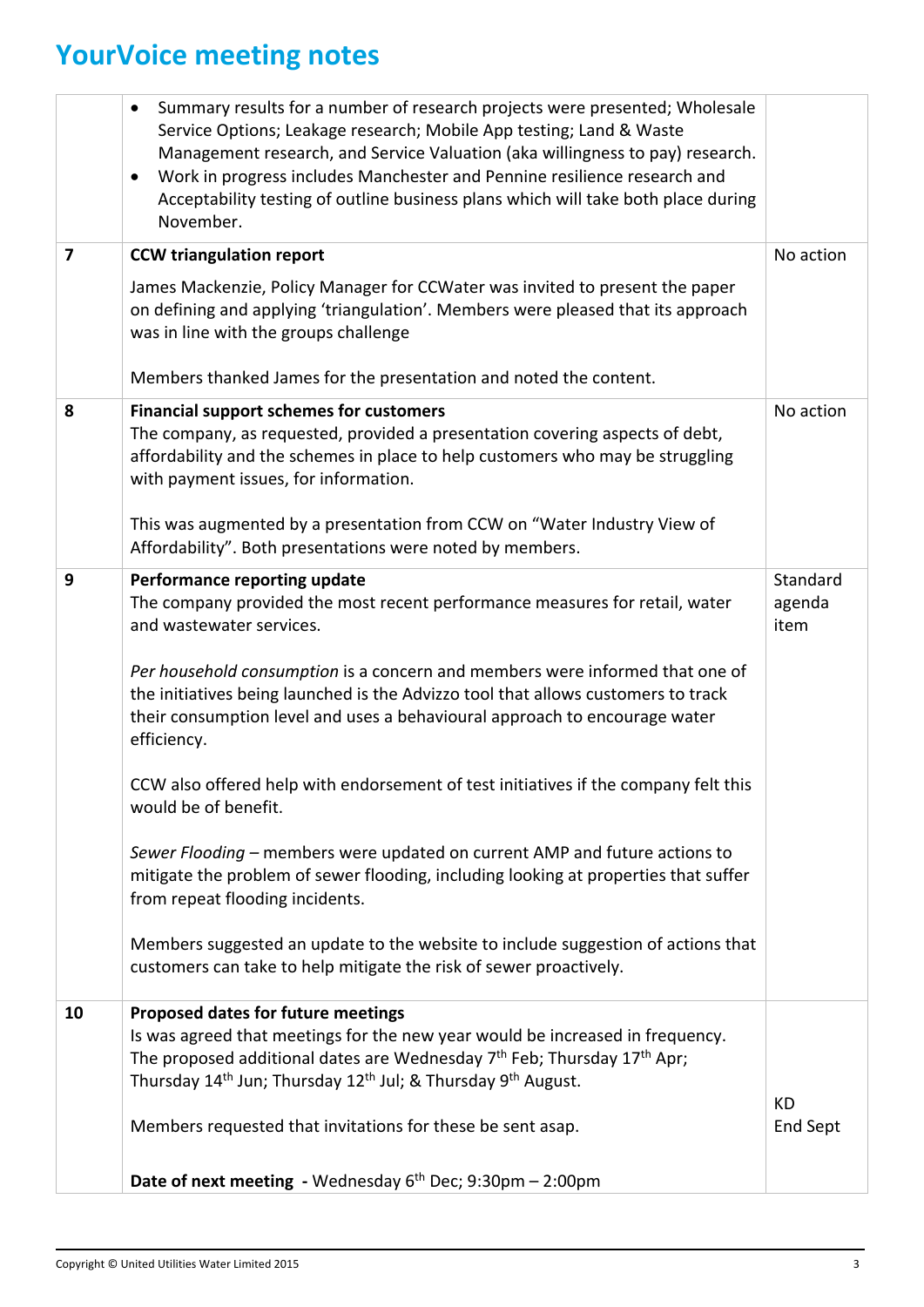# YourVoice meeting notes

| | | |
|---|---|---|
| | • Summary results for a number of research projects were presented; Wholesale Service Options; Leakage research; Mobile App testing; Land & Waste Management research, and Service Valuation (aka willingness to pay) research.<br>• Work in progress includes Manchester and Pennine resilience research and Acceptability testing of outline business plans which will take both place during November. | |
| **7** | **CCW triangulation report**<br><br>James Mackenzie, Policy Manager for CCWater was invited to present the paper on defining and applying 'triangulation'. Members were pleased that its approach was in line with the groups challenge<br><br>Members thanked James for the presentation and noted the content. | No action |
| **8** | **Financial support schemes for customers**<br>The company, as requested, provided a presentation covering aspects of debt, affordability and the schemes in place to help customers who may be struggling with payment issues, for information.<br><br>This was augmented by a presentation from CCW on "Water Industry View of Affordability". Both presentations were noted by members. | No action |
| **9** | **Performance reporting update**<br>The company provided the most recent performance measures for retail, water and wastewater services.<br><br>*Per household consumption* is a concern and members were informed that one of the initiatives being launched is the Advizzo tool that allows customers to track their consumption level and uses a behavioural approach to encourage water efficiency.<br><br>CCW also offered help with endorsement of test initiatives if the company felt this would be of benefit.<br><br>*Sewer Flooding* – members were updated on current AMP and future actions to mitigate the problem of sewer flooding, including looking at properties that suffer from repeat flooding incidents.<br><br>Members suggested an update to the website to include suggestion of actions that customers can take to help mitigate the risk of sewer proactively. | Standard agenda item |
| **10** | **Proposed dates for future meetings**<br>Is was agreed that meetings for the new year would be increased in frequency. The proposed additional dates are Wednesday 7th Feb; Thursday 17th Apr; Thursday 14th Jun; Thursday 12th Jul; & Thursday 9th August.<br><br>Members requested that invitations for these be sent asap.<br><br>**Date of next meeting** - Wednesday 6th Dec; 9:30pm – 2:00pm | KD<br>End Sept |

Copyright © United Utilities Water Limited 2015